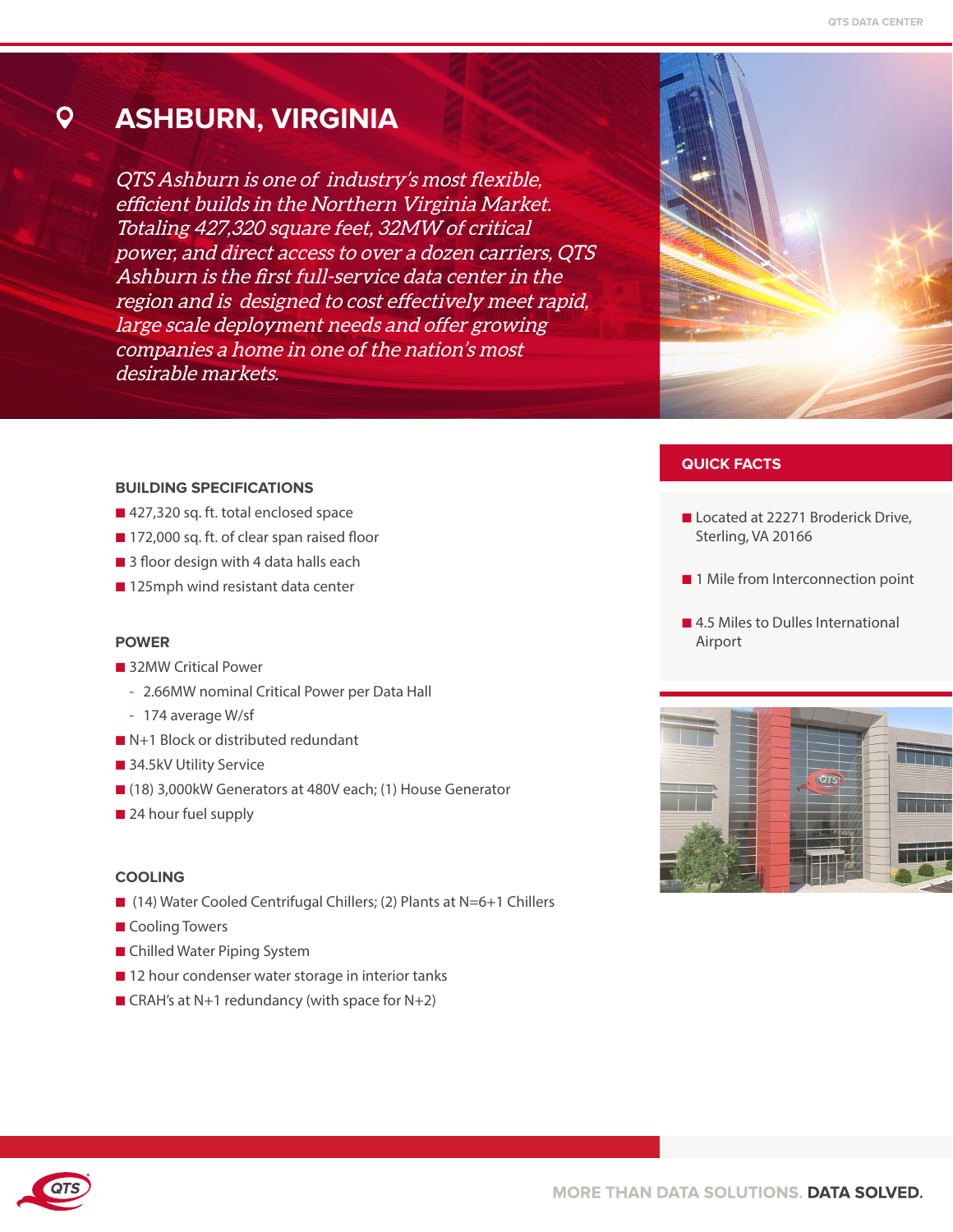# ASHBURN, VIRGINIA

*QTS Ashburn is one of industry's most flexible, efficient builds in the Northern Virginia Market. Totaling 427,320 square feet, 32MW of critical power, and direct access to over a dozen carriers, QTS Ashburn is the first full-service data center in the region and is designed to cost effectively meet rapid, large scale deployment needs and offer growing companies a home in one of the nation's most desirable markets.*

## BUILDING SPECIFICATIONS

- 427,320 sq. ft. total enclosed space
- 172,000 sq. ft. of clear span raised floor
- 3 floor design with 4 data halls each
- 125mph wind resistant data center

## POWER

- 32MW Critical Power
  - 2.66MW nominal Critical Power per Data Hall
  - 174 average W/sf
- N+1 Block or distributed redundant
- 34.5kV Utility Service
- (18) 3,000kW Generators at 480V each; (1) House Generator
- 24 hour fuel supply

## COOLING

- (14) Water Cooled Centrifugal Chillers; (2) Plants at N=6+1 Chillers
- Cooling Towers
- Chilled Water Piping System
- 12 hour condenser water storage in interior tanks
- CRAH's at N+1 redundancy (with space for N+2)

## QUICK FACTS

- Located at 22271 Broderick Drive, Sterling, VA 20166
- 1 Mile from Interconnection point
- 4.5 Miles to Dulles International Airport

MORE THAN DATA SOLUTIONS. **DATA SOLVED.**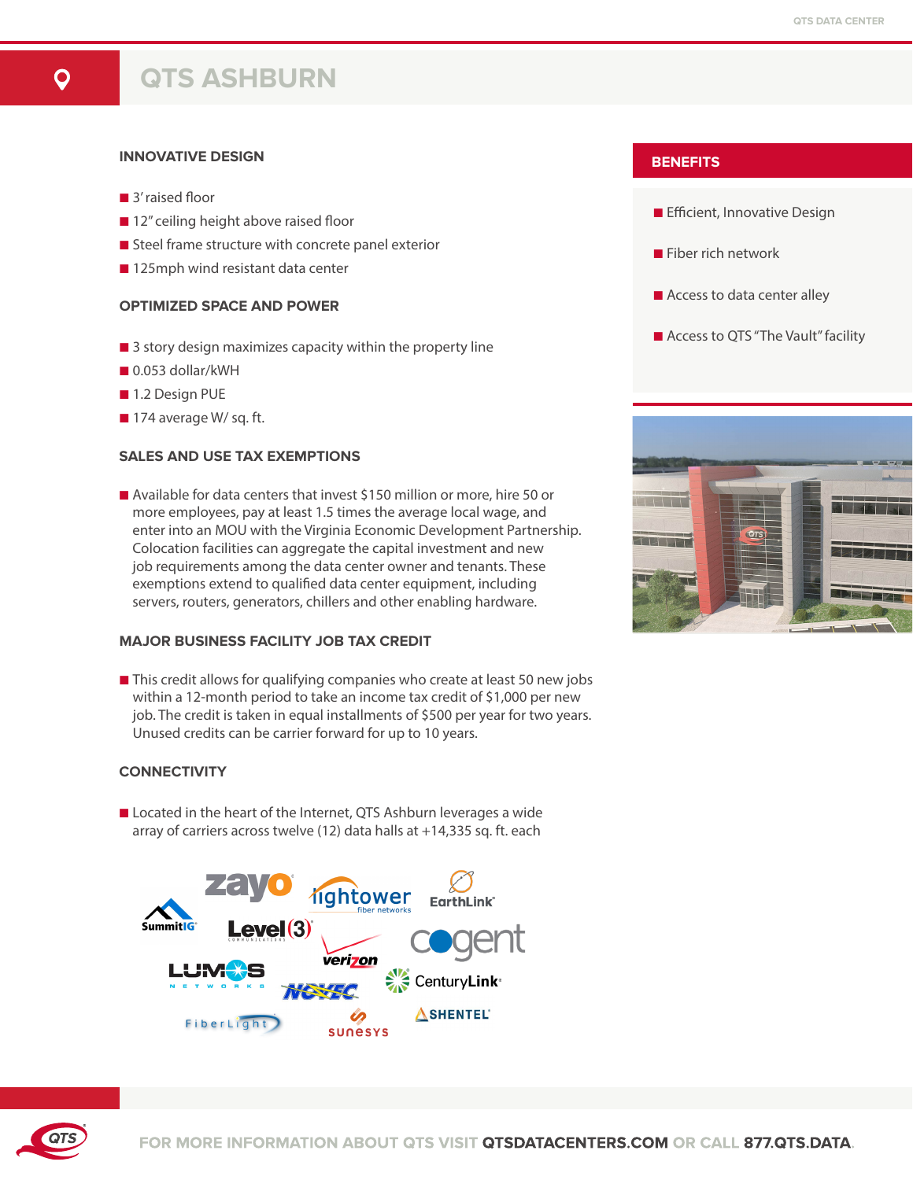# QTS ASHBURN

## INNOVATIVE DESIGN

- 3' raised floor
- 12" ceiling height above raised floor
- Steel frame structure with concrete panel exterior
- 125mph wind resistant data center

## OPTIMIZED SPACE AND POWER

- 3 story design maximizes capacity within the property line
- 0.053 dollar/kWH
- 1.2 Design PUE
- 174 average W/ sq. ft.

## SALES AND USE TAX EXEMPTIONS

- Available for data centers that invest $150 million or more, hire 50 or more employees, pay at least 1.5 times the average local wage, and enter into an MOU with the Virginia Economic Development Partnership. Colocation facilities can aggregate the capital investment and new job requirements among the data center owner and tenants. These exemptions extend to qualified data center equipment, including servers, routers, generators, chillers and other enabling hardware.

## MAJOR BUSINESS FACILITY JOB TAX CREDIT

- This credit allows for qualifying companies who create at least 50 new jobs within a 12-month period to take an income tax credit of $1,000 per new job. The credit is taken in equal installments of $500 per year for two years. Unused credits can be carrier forward for up to 10 years.

## CONNECTIVITY

- Located in the heart of the Internet, QTS Ashburn leverages a wide array of carriers across twelve (12) data halls at +14,335 sq. ft. each

## BENEFITS

- Efficient, Innovative Design
- Fiber rich network
- Access to data center alley
- Access to QTS "The Vault" facility

FOR MORE INFORMATION ABOUT QTS VISIT **QTSDATACENTERS.COM** OR CALL **877.QTS.DATA**.